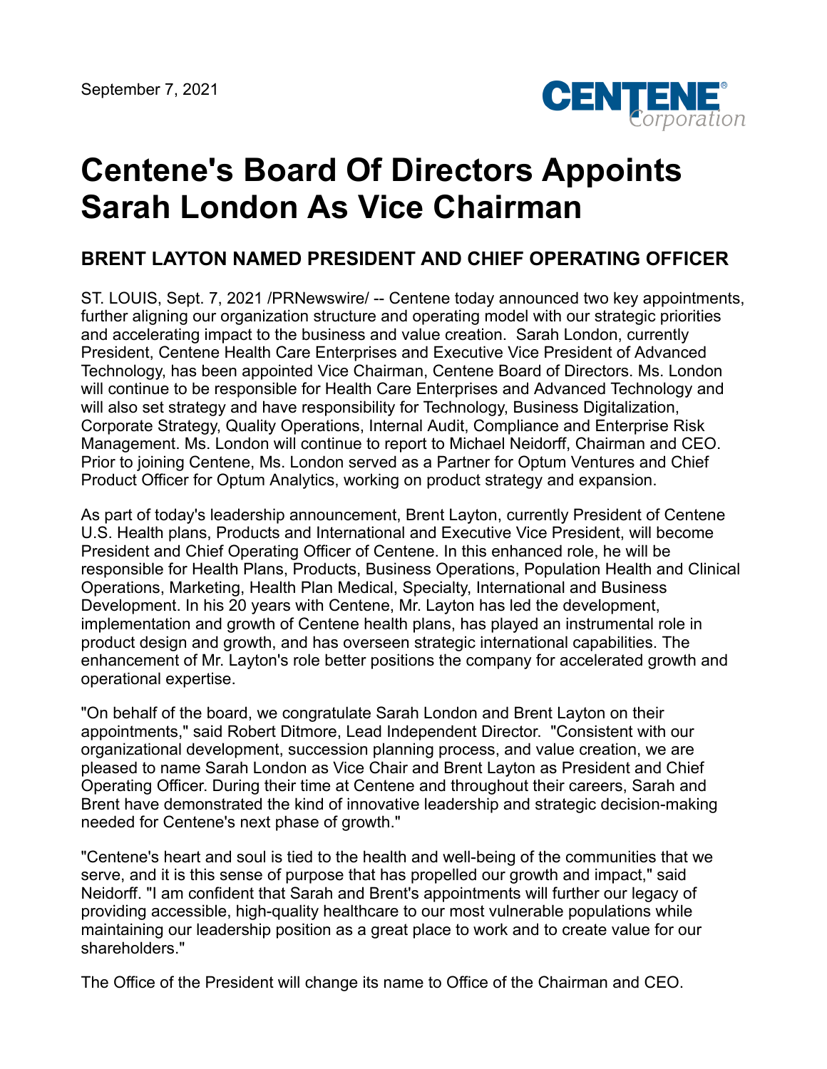September 7, 2021

# Centene's Board Of Directors Appoints Sarah London As Vice Chairman

## BRENT LAYTON NAMED PRESIDENT AND CHIEF OPERATING OFFICER

ST. LOUIS, Sept. 7, 2021 /PRNewswire/ -- Centene today announced two key appointments, further aligning our organization structure and operating model with our strategic priorities and accelerating impact to the business and value creation. Sarah London, currently President, Centene Health Care Enterprises and Executive Vice President of Advanced Technology, has been appointed Vice Chairman, Centene Board of Directors. Ms. London will continue to be responsible for Health Care Enterprises and Advanced Technology and will also set strategy and have responsibility for Technology, Business Digitalization, Corporate Strategy, Quality Operations, Internal Audit, Compliance and Enterprise Risk Management. Ms. London will continue to report to Michael Neidorff, Chairman and CEO. Prior to joining Centene, Ms. London served as a Partner for Optum Ventures and Chief Product Officer for Optum Analytics, working on product strategy and expansion.

As part of today's leadership announcement, Brent Layton, currently President of Centene U.S. Health plans, Products and International and Executive Vice President, will become President and Chief Operating Officer of Centene. In this enhanced role, he will be responsible for Health Plans, Products, Business Operations, Population Health and Clinical Operations, Marketing, Health Plan Medical, Specialty, International and Business Development. In his 20 years with Centene, Mr. Layton has led the development, implementation and growth of Centene health plans, has played an instrumental role in product design and growth, and has overseen strategic international capabilities. The enhancement of Mr. Layton's role better positions the company for accelerated growth and operational expertise.

"On behalf of the board, we congratulate Sarah London and Brent Layton on their appointments," said Robert Ditmore, Lead Independent Director. "Consistent with our organizational development, succession planning process, and value creation, we are pleased to name Sarah London as Vice Chair and Brent Layton as President and Chief Operating Officer. During their time at Centene and throughout their careers, Sarah and Brent have demonstrated the kind of innovative leadership and strategic decision-making needed for Centene's next phase of growth."

"Centene's heart and soul is tied to the health and well-being of the communities that we serve, and it is this sense of purpose that has propelled our growth and impact," said Neidorff. "I am confident that Sarah and Brent's appointments will further our legacy of providing accessible, high-quality healthcare to our most vulnerable populations while maintaining our leadership position as a great place to work and to create value for our shareholders."

The Office of the President will change its name to Office of the Chairman and CEO.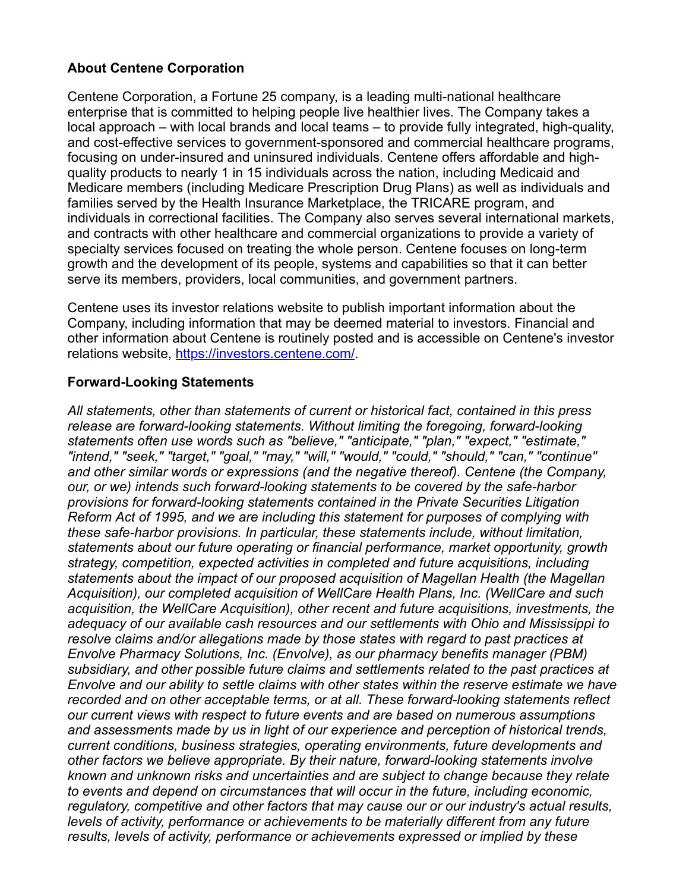## About Centene Corporation

Centene Corporation, a Fortune 25 company, is a leading multi-national healthcare enterprise that is committed to helping people live healthier lives. The Company takes a local approach – with local brands and local teams – to provide fully integrated, high-quality, and cost-effective services to government-sponsored and commercial healthcare programs, focusing on under-insured and uninsured individuals. Centene offers affordable and high-quality products to nearly 1 in 15 individuals across the nation, including Medicaid and Medicare members (including Medicare Prescription Drug Plans) as well as individuals and families served by the Health Insurance Marketplace, the TRICARE program, and individuals in correctional facilities. The Company also serves several international markets, and contracts with other healthcare and commercial organizations to provide a variety of specialty services focused on treating the whole person. Centene focuses on long-term growth and the development of its people, systems and capabilities so that it can better serve its members, providers, local communities, and government partners.

Centene uses its investor relations website to publish important information about the Company, including information that may be deemed material to investors. Financial and other information about Centene is routinely posted and is accessible on Centene's investor relations website, [https://investors.centene.com/](https://investors.centene.com/).

## Forward-Looking Statements

*All statements, other than statements of current or historical fact, contained in this press release are forward-looking statements. Without limiting the foregoing, forward-looking statements often use words such as "believe," "anticipate," "plan," "expect," "estimate," "intend," "seek," "target," "goal," "may," "will," "would," "could," "should," "can," "continue" and other similar words or expressions (and the negative thereof). Centene (the Company, our, or we) intends such forward-looking statements to be covered by the safe-harbor provisions for forward-looking statements contained in the Private Securities Litigation Reform Act of 1995, and we are including this statement for purposes of complying with these safe-harbor provisions. In particular, these statements include, without limitation, statements about our future operating or financial performance, market opportunity, growth strategy, competition, expected activities in completed and future acquisitions, including statements about the impact of our proposed acquisition of Magellan Health (the Magellan Acquisition), our completed acquisition of WellCare Health Plans, Inc. (WellCare and such acquisition, the WellCare Acquisition), other recent and future acquisitions, investments, the adequacy of our available cash resources and our settlements with Ohio and Mississippi to resolve claims and/or allegations made by those states with regard to past practices at Envolve Pharmacy Solutions, Inc. (Envolve), as our pharmacy benefits manager (PBM) subsidiary, and other possible future claims and settlements related to the past practices at Envolve and our ability to settle claims with other states within the reserve estimate we have recorded and on other acceptable terms, or at all. These forward-looking statements reflect our current views with respect to future events and are based on numerous assumptions and assessments made by us in light of our experience and perception of historical trends, current conditions, business strategies, operating environments, future developments and other factors we believe appropriate. By their nature, forward-looking statements involve known and unknown risks and uncertainties and are subject to change because they relate to events and depend on circumstances that will occur in the future, including economic, regulatory, competitive and other factors that may cause our or our industry's actual results, levels of activity, performance or achievements to be materially different from any future results, levels of activity, performance or achievements expressed or implied by these*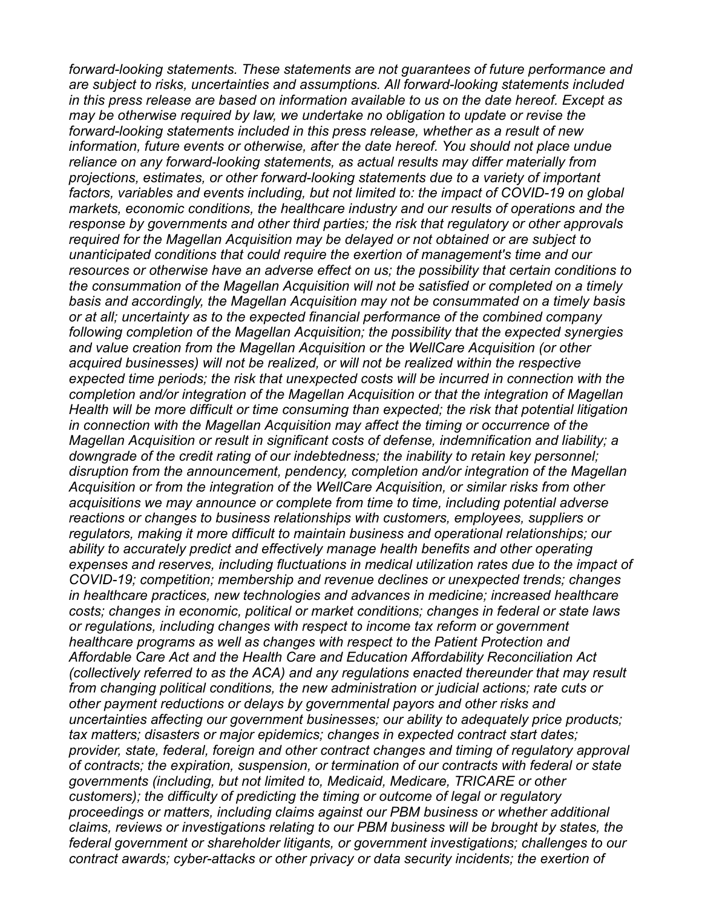*forward-looking statements. These statements are not guarantees of future performance and are subject to risks, uncertainties and assumptions. All forward-looking statements included in this press release are based on information available to us on the date hereof. Except as may be otherwise required by law, we undertake no obligation to update or revise the forward-looking statements included in this press release, whether as a result of new information, future events or otherwise, after the date hereof. You should not place undue reliance on any forward-looking statements, as actual results may differ materially from projections, estimates, or other forward-looking statements due to a variety of important factors, variables and events including, but not limited to: the impact of COVID-19 on global markets, economic conditions, the healthcare industry and our results of operations and the response by governments and other third parties; the risk that regulatory or other approvals required for the Magellan Acquisition may be delayed or not obtained or are subject to unanticipated conditions that could require the exertion of management's time and our resources or otherwise have an adverse effect on us; the possibility that certain conditions to the consummation of the Magellan Acquisition will not be satisfied or completed on a timely basis and accordingly, the Magellan Acquisition may not be consummated on a timely basis or at all; uncertainty as to the expected financial performance of the combined company following completion of the Magellan Acquisition; the possibility that the expected synergies and value creation from the Magellan Acquisition or the WellCare Acquisition (or other acquired businesses) will not be realized, or will not be realized within the respective expected time periods; the risk that unexpected costs will be incurred in connection with the completion and/or integration of the Magellan Acquisition or that the integration of Magellan Health will be more difficult or time consuming than expected; the risk that potential litigation in connection with the Magellan Acquisition may affect the timing or occurrence of the Magellan Acquisition or result in significant costs of defense, indemnification and liability; a downgrade of the credit rating of our indebtedness; the inability to retain key personnel; disruption from the announcement, pendency, completion and/or integration of the Magellan Acquisition or from the integration of the WellCare Acquisition, or similar risks from other acquisitions we may announce or complete from time to time, including potential adverse reactions or changes to business relationships with customers, employees, suppliers or regulators, making it more difficult to maintain business and operational relationships; our ability to accurately predict and effectively manage health benefits and other operating expenses and reserves, including fluctuations in medical utilization rates due to the impact of COVID-19; competition; membership and revenue declines or unexpected trends; changes in healthcare practices, new technologies and advances in medicine; increased healthcare costs; changes in economic, political or market conditions; changes in federal or state laws or regulations, including changes with respect to income tax reform or government healthcare programs as well as changes with respect to the Patient Protection and Affordable Care Act and the Health Care and Education Affordability Reconciliation Act (collectively referred to as the ACA) and any regulations enacted thereunder that may result from changing political conditions, the new administration or judicial actions; rate cuts or other payment reductions or delays by governmental payors and other risks and uncertainties affecting our government businesses; our ability to adequately price products; tax matters; disasters or major epidemics; changes in expected contract start dates; provider, state, federal, foreign and other contract changes and timing of regulatory approval of contracts; the expiration, suspension, or termination of our contracts with federal or state governments (including, but not limited to, Medicaid, Medicare, TRICARE or other customers); the difficulty of predicting the timing or outcome of legal or regulatory proceedings or matters, including claims against our PBM business or whether additional claims, reviews or investigations relating to our PBM business will be brought by states, the federal government or shareholder litigants, or government investigations; challenges to our contract awards; cyber-attacks or other privacy or data security incidents; the exertion of*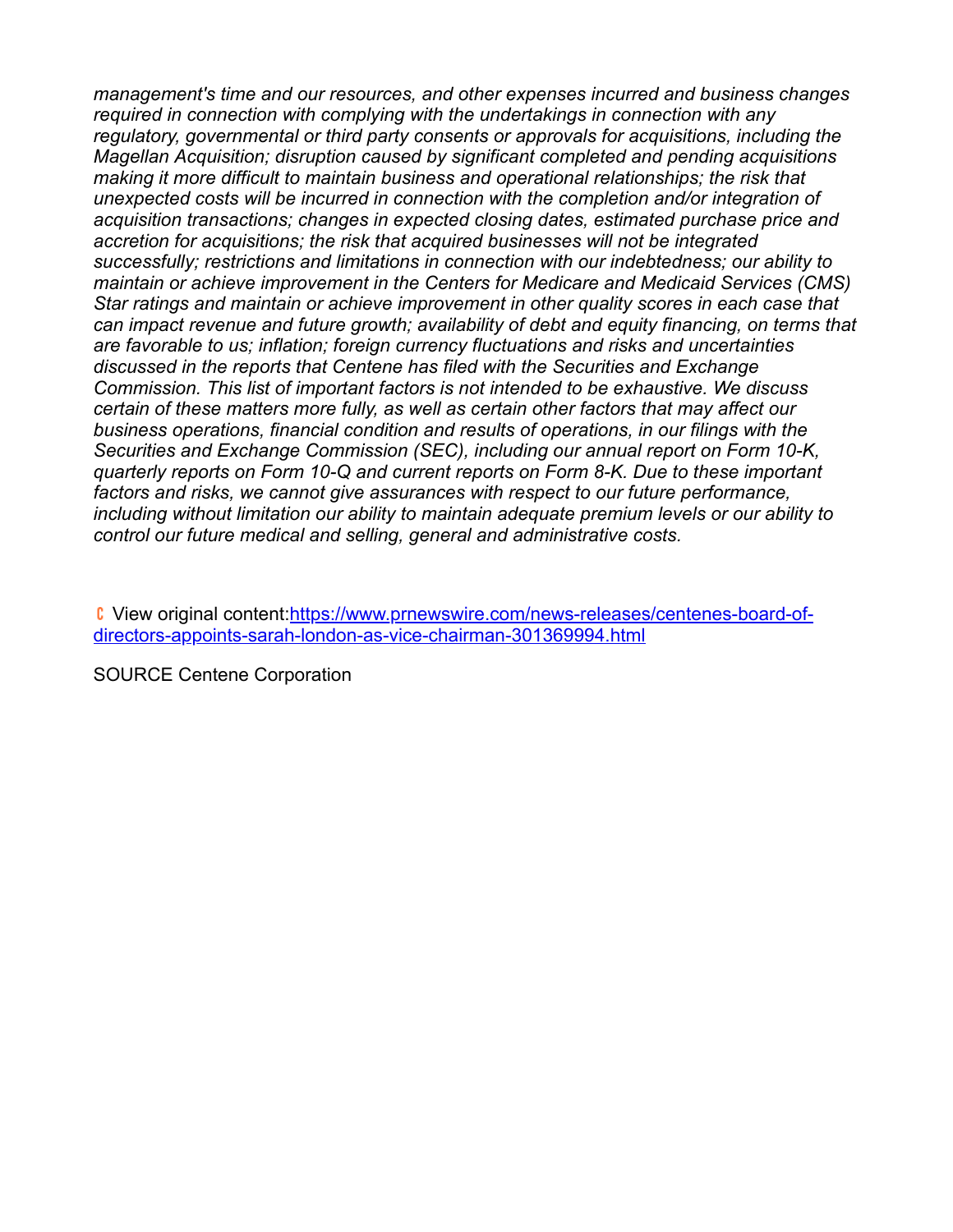*management's time and our resources, and other expenses incurred and business changes required in connection with complying with the undertakings in connection with any regulatory, governmental or third party consents or approvals for acquisitions, including the Magellan Acquisition; disruption caused by significant completed and pending acquisitions making it more difficult to maintain business and operational relationships; the risk that unexpected costs will be incurred in connection with the completion and/or integration of acquisition transactions; changes in expected closing dates, estimated purchase price and accretion for acquisitions; the risk that acquired businesses will not be integrated successfully; restrictions and limitations in connection with our indebtedness; our ability to maintain or achieve improvement in the Centers for Medicare and Medicaid Services (CMS) Star ratings and maintain or achieve improvement in other quality scores in each case that can impact revenue and future growth; availability of debt and equity financing, on terms that are favorable to us; inflation; foreign currency fluctuations and risks and uncertainties discussed in the reports that Centene has filed with the Securities and Exchange Commission. This list of important factors is not intended to be exhaustive. We discuss certain of these matters more fully, as well as certain other factors that may affect our business operations, financial condition and results of operations, in our filings with the Securities and Exchange Commission (SEC), including our annual report on Form 10-K, quarterly reports on Form 10-Q and current reports on Form 8-K. Due to these important factors and risks, we cannot give assurances with respect to our future performance, including without limitation our ability to maintain adequate premium levels or our ability to control our future medical and selling, general and administrative costs.*

View original content:[https://www.prnewswire.com/news-releases/centenes-board-of-directors-appoints-sarah-london-as-vice-chairman-301369994.html](https://www.prnewswire.com/news-releases/centenes-board-of-directors-appoints-sarah-london-as-vice-chairman-301369994.html)

SOURCE Centene Corporation